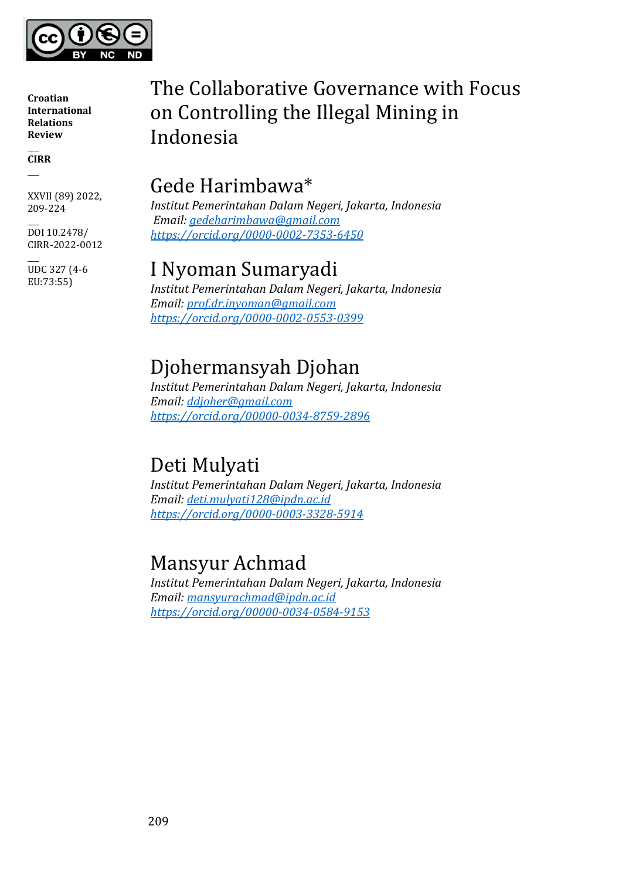Croatian International Relations Review

CIRR

XXVII (89) 2022, 209-224

DOI 10.2478/CIRR-2022-0012

UDC 327 (4-6 EU:73:55)

# The Collaborative Governance with Focus on Controlling the Illegal Mining in Indonesia

## Gede Harimbawa*

*Institut Pemerintahan Dalam Negeri, Jakarta, Indonesia*
*Email: gedeharimbawa@gmail.com*
*https://orcid.org/0000-0002-7353-6450*

## I Nyoman Sumaryadi

*Institut Pemerintahan Dalam Negeri, Jakarta, Indonesia*
*Email: prof.dr.inyoman@gmail.com*
*https://orcid.org/0000-0002-0553-0399*

## Djohermansyah Djohan

*Institut Pemerintahan Dalam Negeri, Jakarta, Indonesia*
*Email: ddjoher@gmail.com*
*https://orcid.org/00000-0034-8759-2896*

## Deti Mulyati

*Institut Pemerintahan Dalam Negeri, Jakarta, Indonesia*
*Email: deti.mulyati128@ipdn.ac.id*
*https://orcid.org/0000-0003-3328-5914*

## Mansyur Achmad

*Institut Pemerintahan Dalam Negeri, Jakarta, Indonesia*
*Email: mansyurachmad@ipdn.ac.id*
*https://orcid.org/00000-0034-0584-9153*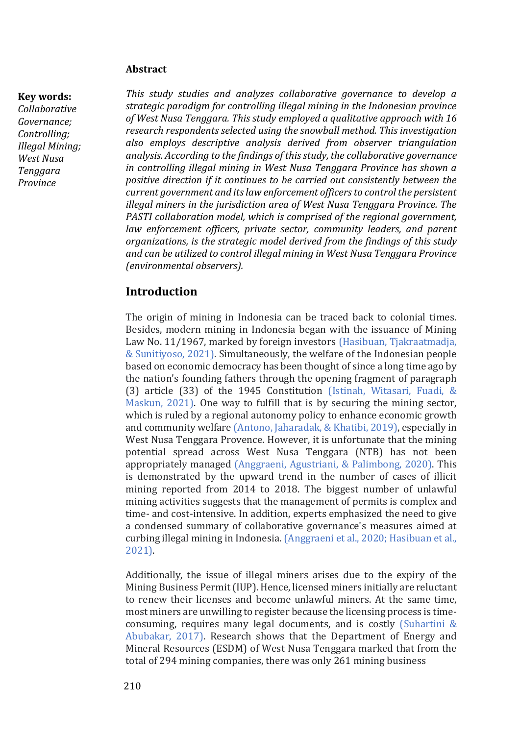**Key words:**
*Collaborative Governance; Controlling; Illegal Mining; West Nusa Tenggara Province*

**Abstract**

*This study studies and analyzes collaborative governance to develop a strategic paradigm for controlling illegal mining in the Indonesian province of West Nusa Tenggara. This study employed a qualitative approach with 16 research respondents selected using the snowball method. This investigation also employs descriptive analysis derived from observer triangulation analysis. According to the findings of this study, the collaborative governance in controlling illegal mining in West Nusa Tenggara Province has shown a positive direction if it continues to be carried out consistently between the current government and its law enforcement officers to control the persistent illegal miners in the jurisdiction area of West Nusa Tenggara Province. The PASTI collaboration model, which is comprised of the regional government, law enforcement officers, private sector, community leaders, and parent organizations, is the strategic model derived from the findings of this study and can be utilized to control illegal mining in West Nusa Tenggara Province (environmental observers).*

## Introduction

The origin of mining in Indonesia can be traced back to colonial times. Besides, modern mining in Indonesia began with the issuance of Mining Law No. 11/1967, marked by foreign investors (Hasibuan, Tjakraatmadja, & Sunitiyoso, 2021). Simultaneously, the welfare of the Indonesian people based on economic democracy has been thought of since a long time ago by the nation's founding fathers through the opening fragment of paragraph (3) article (33) of the 1945 Constitution (Istinah, Witasari, Fuadi, & Maskun, 2021). One way to fulfill that is by securing the mining sector, which is ruled by a regional autonomy policy to enhance economic growth and community welfare (Antono, Jaharadak, & Khatibi, 2019), especially in West Nusa Tenggara Provence. However, it is unfortunate that the mining potential spread across West Nusa Tenggara (NTB) has not been appropriately managed (Anggraeni, Agustriani, & Palimbong, 2020). This is demonstrated by the upward trend in the number of cases of illicit mining reported from 2014 to 2018. The biggest number of unlawful mining activities suggests that the management of permits is complex and time- and cost-intensive. In addition, experts emphasized the need to give a condensed summary of collaborative governance's measures aimed at curbing illegal mining in Indonesia. (Anggraeni et al., 2020; Hasibuan et al., 2021).

Additionally, the issue of illegal miners arises due to the expiry of the Mining Business Permit (IUP). Hence, licensed miners initially are reluctant to renew their licenses and become unlawful miners. At the same time, most miners are unwilling to register because the licensing process is time-consuming, requires many legal documents, and is costly (Suhartini & Abubakar, 2017). Research shows that the Department of Energy and Mineral Resources (ESDM) of West Nusa Tenggara marked that from the total of 294 mining companies, there was only 261 mining business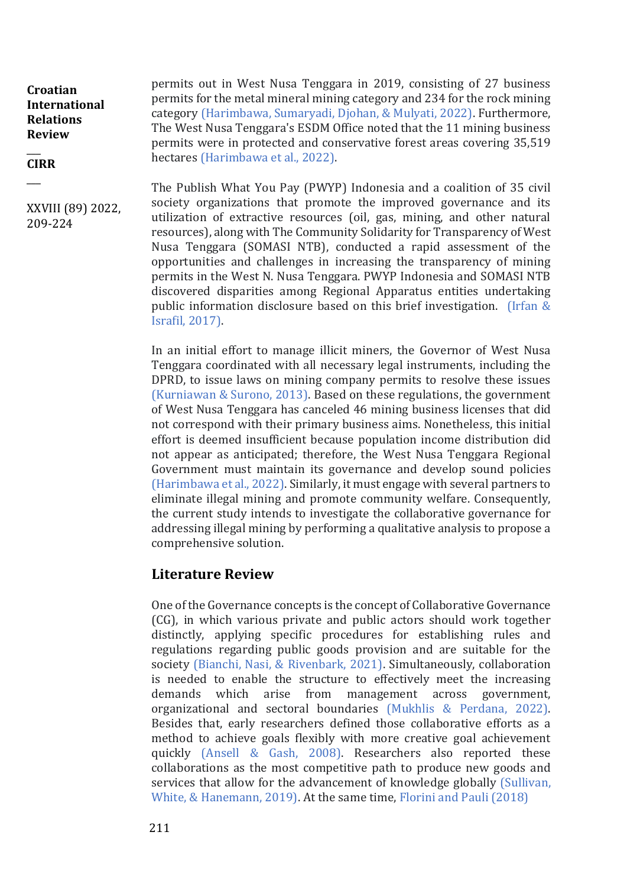permits out in West Nusa Tenggara in 2019, consisting of 27 business permits for the metal mineral mining category and 234 for the rock mining category (Harimbawa, Sumaryadi, Djohan, & Mulyati, 2022). Furthermore, The West Nusa Tenggara's ESDM Office noted that the 11 mining business permits were in protected and conservative forest areas covering 35,519 hectares (Harimbawa et al., 2022).

The Publish What You Pay (PWYP) Indonesia and a coalition of 35 civil society organizations that promote the improved governance and its utilization of extractive resources (oil, gas, mining, and other natural resources), along with The Community Solidarity for Transparency of West Nusa Tenggara (SOMASI NTB), conducted a rapid assessment of the opportunities and challenges in increasing the transparency of mining permits in the West N. Nusa Tenggara. PWYP Indonesia and SOMASI NTB discovered disparities among Regional Apparatus entities undertaking public information disclosure based on this brief investigation. (Irfan & Israfil, 2017).

In an initial effort to manage illicit miners, the Governor of West Nusa Tenggara coordinated with all necessary legal instruments, including the DPRD, to issue laws on mining company permits to resolve these issues (Kurniawan & Surono, 2013). Based on these regulations, the government of West Nusa Tenggara has canceled 46 mining business licenses that did not correspond with their primary business aims. Nonetheless, this initial effort is deemed insufficient because population income distribution did not appear as anticipated; therefore, the West Nusa Tenggara Regional Government must maintain its governance and develop sound policies (Harimbawa et al., 2022). Similarly, it must engage with several partners to eliminate illegal mining and promote community welfare. Consequently, the current study intends to investigate the collaborative governance for addressing illegal mining by performing a qualitative analysis to propose a comprehensive solution.

## Literature Review

One of the Governance concepts is the concept of Collaborative Governance (CG), in which various private and public actors should work together distinctly, applying specific procedures for establishing rules and regulations regarding public goods provision and are suitable for the society (Bianchi, Nasi, & Rivenbark, 2021). Simultaneously, collaboration is needed to enable the structure to effectively meet the increasing demands which arise from management across government, organizational and sectoral boundaries (Mukhlis & Perdana, 2022). Besides that, early researchers defined those collaborative efforts as a method to achieve goals flexibly with more creative goal achievement quickly (Ansell & Gash, 2008). Researchers also reported these collaborations as the most competitive path to produce new goods and services that allow for the advancement of knowledge globally (Sullivan, White, & Hanemann, 2019). At the same time, Florini and Pauli (2018)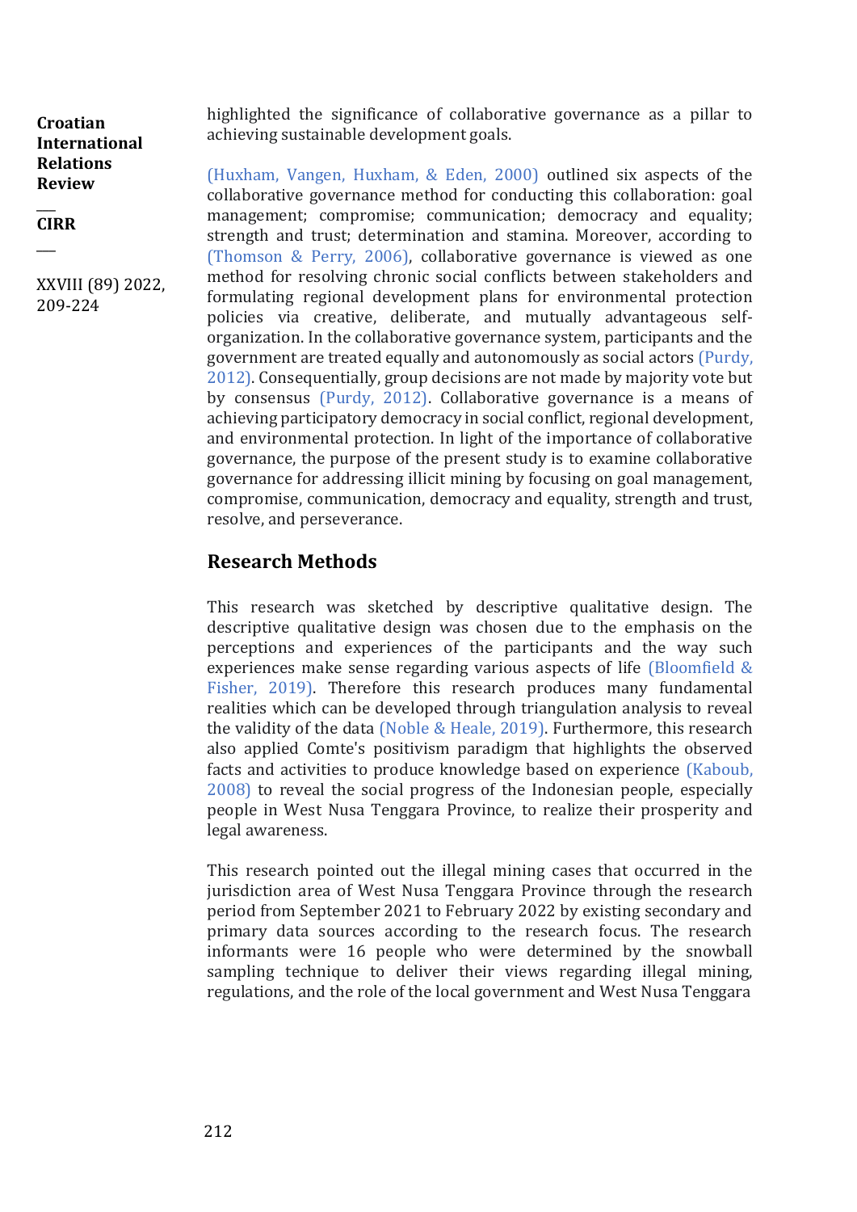highlighted the significance of collaborative governance as a pillar to achieving sustainable development goals.

(Huxham, Vangen, Huxham, & Eden, 2000) outlined six aspects of the collaborative governance method for conducting this collaboration: goal management; compromise; communication; democracy and equality; strength and trust; determination and stamina. Moreover, according to (Thomson & Perry, 2006), collaborative governance is viewed as one method for resolving chronic social conflicts between stakeholders and formulating regional development plans for environmental protection policies via creative, deliberate, and mutually advantageous self-organization. In the collaborative governance system, participants and the government are treated equally and autonomously as social actors (Purdy, 2012). Consequentially, group decisions are not made by majority vote but by consensus (Purdy, 2012). Collaborative governance is a means of achieving participatory democracy in social conflict, regional development, and environmental protection. In light of the importance of collaborative governance, the purpose of the present study is to examine collaborative governance for addressing illicit mining by focusing on goal management, compromise, communication, democracy and equality, strength and trust, resolve, and perseverance.

## Research Methods

This research was sketched by descriptive qualitative design. The descriptive qualitative design was chosen due to the emphasis on the perceptions and experiences of the participants and the way such experiences make sense regarding various aspects of life (Bloomfield & Fisher, 2019). Therefore this research produces many fundamental realities which can be developed through triangulation analysis to reveal the validity of the data (Noble & Heale, 2019). Furthermore, this research also applied Comte's positivism paradigm that highlights the observed facts and activities to produce knowledge based on experience (Kaboub, 2008) to reveal the social progress of the Indonesian people, especially people in West Nusa Tenggara Province, to realize their prosperity and legal awareness.

This research pointed out the illegal mining cases that occurred in the jurisdiction area of West Nusa Tenggara Province through the research period from September 2021 to February 2022 by existing secondary and primary data sources according to the research focus. The research informants were 16 people who were determined by the snowball sampling technique to deliver their views regarding illegal mining, regulations, and the role of the local government and West Nusa Tenggara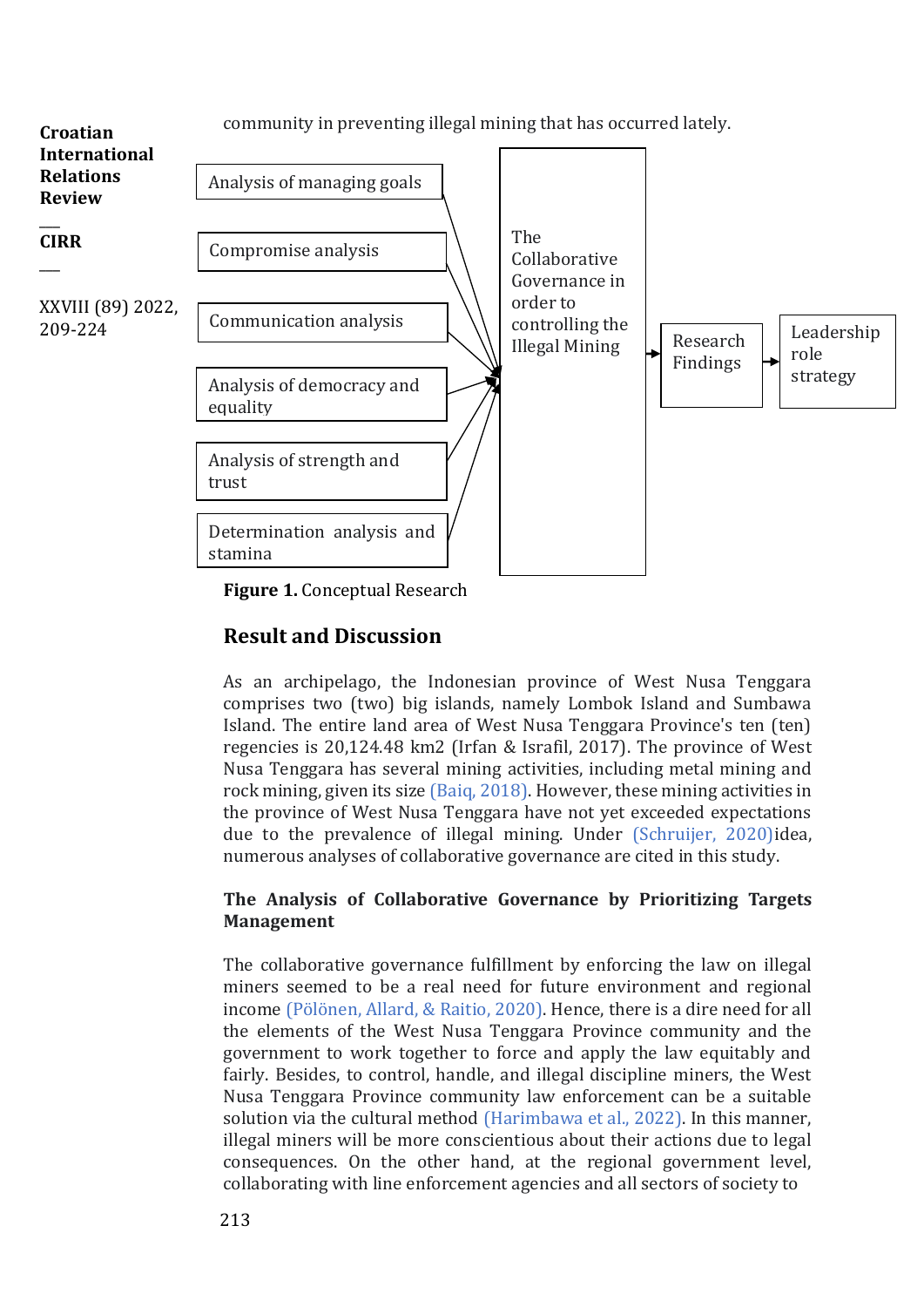community in preventing illegal mining that has occurred lately.

Analysis of managing goals

Compromise analysis

Communication analysis

Analysis of democracy and equality

Analysis of strength and trust

Determination analysis and stamina

The Collaborative Governance in order to controlling the Illegal Mining

Research Findings

Leadership role strategy

**Figure 1.** Conceptual Research

## Result and Discussion

As an archipelago, the Indonesian province of West Nusa Tenggara comprises two (two) big islands, namely Lombok Island and Sumbawa Island. The entire land area of West Nusa Tenggara Province's ten (ten) regencies is 20,124.48 km2 (Irfan & Israfil, 2017). The province of West Nusa Tenggara has several mining activities, including metal mining and rock mining, given its size (Baiq, 2018). However, these mining activities in the province of West Nusa Tenggara have not yet exceeded expectations due to the prevalence of illegal mining. Under (Schruijer, 2020)idea, numerous analyses of collaborative governance are cited in this study.

### The Analysis of Collaborative Governance by Prioritizing Targets Management

The collaborative governance fulfillment by enforcing the law on illegal miners seemed to be a real need for future environment and regional income (Pölönen, Allard, & Raitio, 2020). Hence, there is a dire need for all the elements of the West Nusa Tenggara Province community and the government to work together to force and apply the law equitably and fairly. Besides, to control, handle, and illegal discipline miners, the West Nusa Tenggara Province community law enforcement can be a suitable solution via the cultural method (Harimbawa et al., 2022). In this manner, illegal miners will be more conscientious about their actions due to legal consequences. On the other hand, at the regional government level, collaborating with line enforcement agencies and all sectors of society to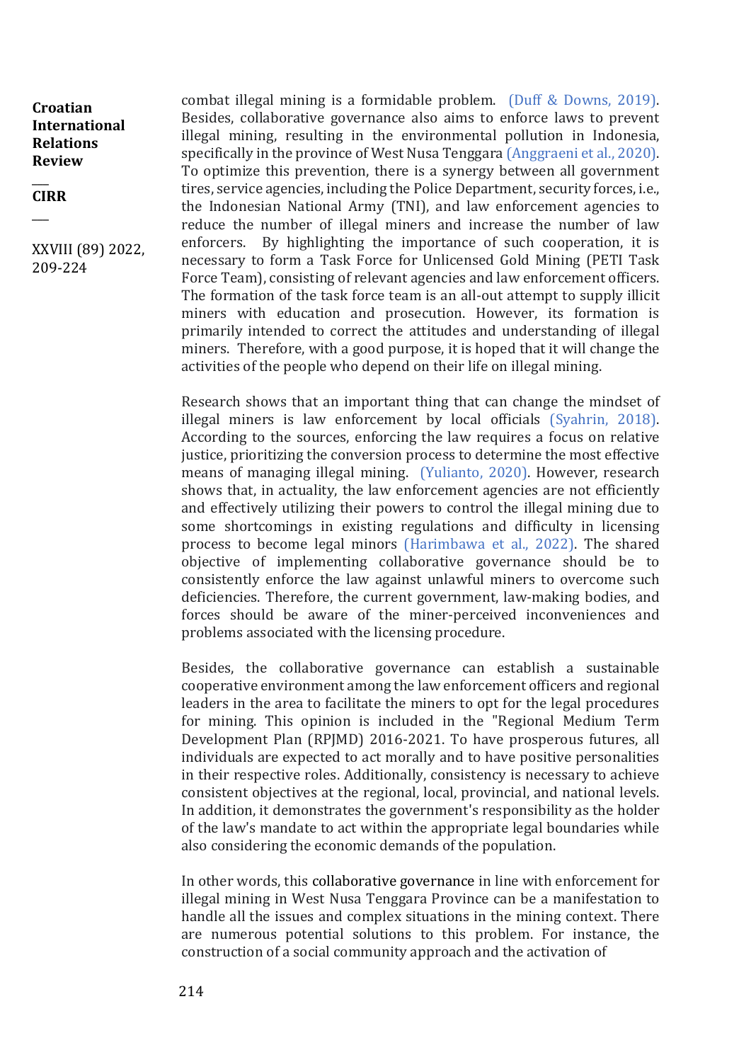combat illegal mining is a formidable problem. (Duff & Downs, 2019). Besides, collaborative governance also aims to enforce laws to prevent illegal mining, resulting in the environmental pollution in Indonesia, specifically in the province of West Nusa Tenggara (Anggraeni et al., 2020). To optimize this prevention, there is a synergy between all government tires, service agencies, including the Police Department, security forces, i.e., the Indonesian National Army (TNI), and law enforcement agencies to reduce the number of illegal miners and increase the number of law enforcers. By highlighting the importance of such cooperation, it is necessary to form a Task Force for Unlicensed Gold Mining (PETI Task Force Team), consisting of relevant agencies and law enforcement officers. The formation of the task force team is an all-out attempt to supply illicit miners with education and prosecution. However, its formation is primarily intended to correct the attitudes and understanding of illegal miners. Therefore, with a good purpose, it is hoped that it will change the activities of the people who depend on their life on illegal mining.

Research shows that an important thing that can change the mindset of illegal miners is law enforcement by local officials (Syahrin, 2018). According to the sources, enforcing the law requires a focus on relative justice, prioritizing the conversion process to determine the most effective means of managing illegal mining. (Yulianto, 2020). However, research shows that, in actuality, the law enforcement agencies are not efficiently and effectively utilizing their powers to control the illegal mining due to some shortcomings in existing regulations and difficulty in licensing process to become legal minors (Harimbawa et al., 2022). The shared objective of implementing collaborative governance should be to consistently enforce the law against unlawful miners to overcome such deficiencies. Therefore, the current government, law-making bodies, and forces should be aware of the miner-perceived inconveniences and problems associated with the licensing procedure.

Besides, the collaborative governance can establish a sustainable cooperative environment among the law enforcement officers and regional leaders in the area to facilitate the miners to opt for the legal procedures for mining. This opinion is included in the "Regional Medium Term Development Plan (RPJMD) 2016-2021. To have prosperous futures, all individuals are expected to act morally and to have positive personalities in their respective roles. Additionally, consistency is necessary to achieve consistent objectives at the regional, local, provincial, and national levels. In addition, it demonstrates the government's responsibility as the holder of the law's mandate to act within the appropriate legal boundaries while also considering the economic demands of the population.

In other words, this collaborative governance in line with enforcement for illegal mining in West Nusa Tenggara Province can be a manifestation to handle all the issues and complex situations in the mining context. There are numerous potential solutions to this problem. For instance, the construction of a social community approach and the activation of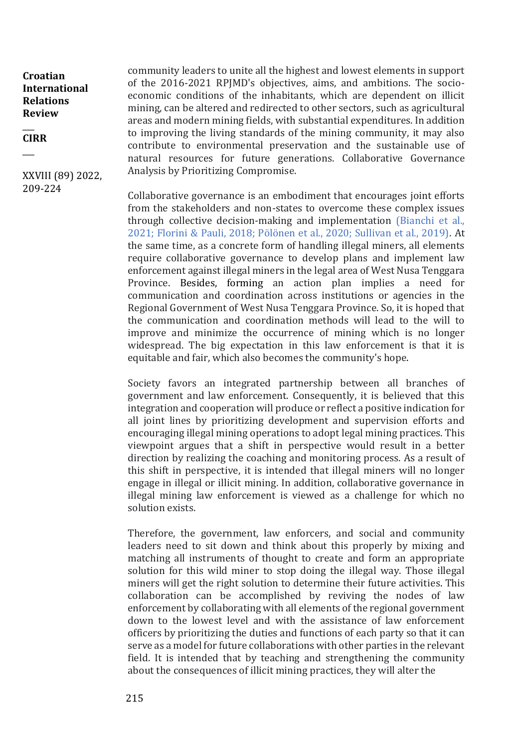community leaders to unite all the highest and lowest elements in support of the 2016-2021 RPJMD's objectives, aims, and ambitions. The socio-economic conditions of the inhabitants, which are dependent on illicit mining, can be altered and redirected to other sectors, such as agricultural areas and modern mining fields, with substantial expenditures. In addition to improving the living standards of the mining community, it may also contribute to environmental preservation and the sustainable use of natural resources for future generations. Collaborative Governance Analysis by Prioritizing Compromise.

Collaborative governance is an embodiment that encourages joint efforts from the stakeholders and non-states to overcome these complex issues through collective decision-making and implementation (Bianchi et al., 2021; Florini & Pauli, 2018; Pölönen et al., 2020; Sullivan et al., 2019). At the same time, as a concrete form of handling illegal miners, all elements require collaborative governance to develop plans and implement law enforcement against illegal miners in the legal area of West Nusa Tenggara Province. Besides, forming an action plan implies a need for communication and coordination across institutions or agencies in the Regional Government of West Nusa Tenggara Province. So, it is hoped that the communication and coordination methods will lead to the will to improve and minimize the occurrence of mining which is no longer widespread. The big expectation in this law enforcement is that it is equitable and fair, which also becomes the community's hope.

Society favors an integrated partnership between all branches of government and law enforcement. Consequently, it is believed that this integration and cooperation will produce or reflect a positive indication for all joint lines by prioritizing development and supervision efforts and encouraging illegal mining operations to adopt legal mining practices. This viewpoint argues that a shift in perspective would result in a better direction by realizing the coaching and monitoring process. As a result of this shift in perspective, it is intended that illegal miners will no longer engage in illegal or illicit mining. In addition, collaborative governance in illegal mining law enforcement is viewed as a challenge for which no solution exists.

Therefore, the government, law enforcers, and social and community leaders need to sit down and think about this properly by mixing and matching all instruments of thought to create and form an appropriate solution for this wild miner to stop doing the illegal way. Those illegal miners will get the right solution to determine their future activities. This collaboration can be accomplished by reviving the nodes of law enforcement by collaborating with all elements of the regional government down to the lowest level and with the assistance of law enforcement officers by prioritizing the duties and functions of each party so that it can serve as a model for future collaborations with other parties in the relevant field. It is intended that by teaching and strengthening the community about the consequences of illicit mining practices, they will alter the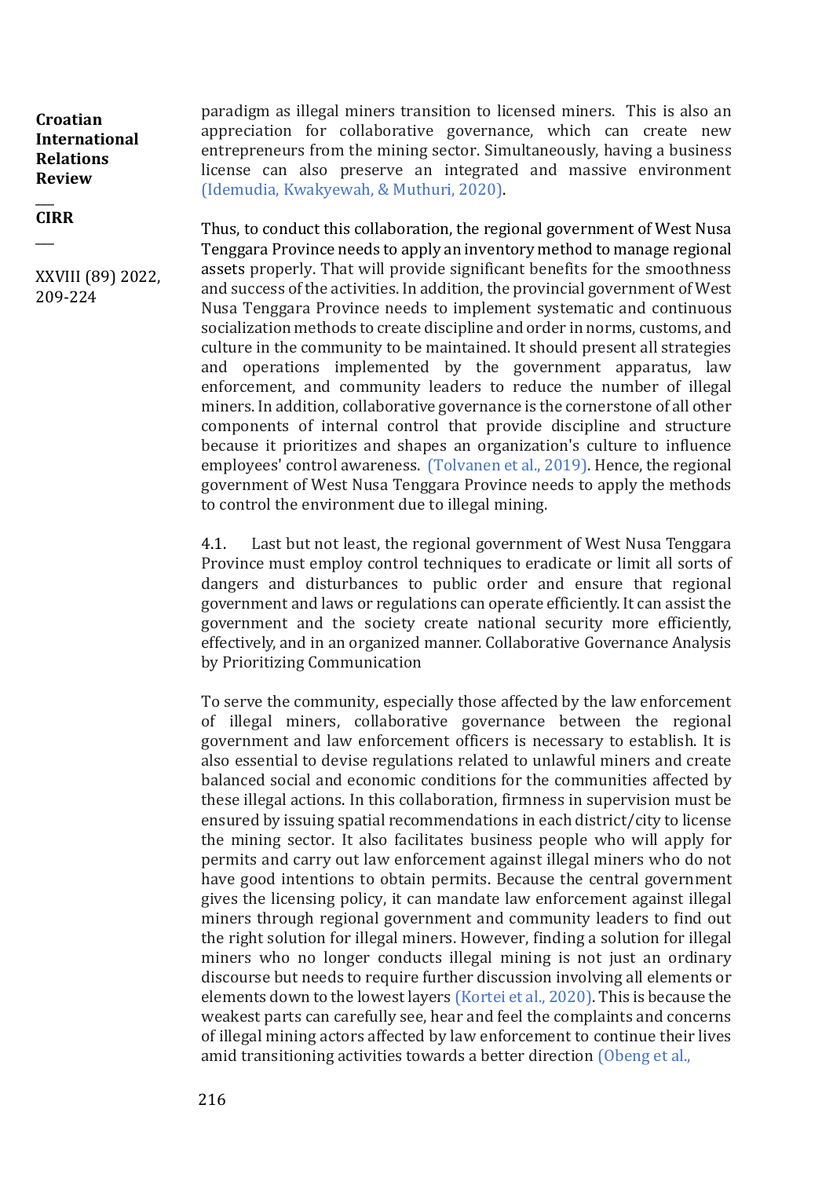paradigm as illegal miners transition to licensed miners. This is also an appreciation for collaborative governance, which can create new entrepreneurs from the mining sector. Simultaneously, having a business license can also preserve an integrated and massive environment (Idemudia, Kwakyewah, & Muthuri, 2020).

Thus, to conduct this collaboration, the regional government of West Nusa Tenggara Province needs to apply an inventory method to manage regional assets properly. That will provide significant benefits for the smoothness and success of the activities. In addition, the provincial government of West Nusa Tenggara Province needs to implement systematic and continuous socialization methods to create discipline and order in norms, customs, and culture in the community to be maintained. It should present all strategies and operations implemented by the government apparatus, law enforcement, and community leaders to reduce the number of illegal miners. In addition, collaborative governance is the cornerstone of all other components of internal control that provide discipline and structure because it prioritizes and shapes an organization's culture to influence employees' control awareness. (Tolvanen et al., 2019). Hence, the regional government of West Nusa Tenggara Province needs to apply the methods to control the environment due to illegal mining.

4.1. Last but not least, the regional government of West Nusa Tenggara Province must employ control techniques to eradicate or limit all sorts of dangers and disturbances to public order and ensure that regional government and laws or regulations can operate efficiently. It can assist the government and the society create national security more efficiently, effectively, and in an organized manner. Collaborative Governance Analysis by Prioritizing Communication

To serve the community, especially those affected by the law enforcement of illegal miners, collaborative governance between the regional government and law enforcement officers is necessary to establish. It is also essential to devise regulations related to unlawful miners and create balanced social and economic conditions for the communities affected by these illegal actions. In this collaboration, firmness in supervision must be ensured by issuing spatial recommendations in each district/city to license the mining sector. It also facilitates business people who will apply for permits and carry out law enforcement against illegal miners who do not have good intentions to obtain permits. Because the central government gives the licensing policy, it can mandate law enforcement against illegal miners through regional government and community leaders to find out the right solution for illegal miners. However, finding a solution for illegal miners who no longer conducts illegal mining is not just an ordinary discourse but needs to require further discussion involving all elements or elements down to the lowest layers (Kortei et al., 2020). This is because the weakest parts can carefully see, hear and feel the complaints and concerns of illegal mining actors affected by law enforcement to continue their lives amid transitioning activities towards a better direction (Obeng et al.,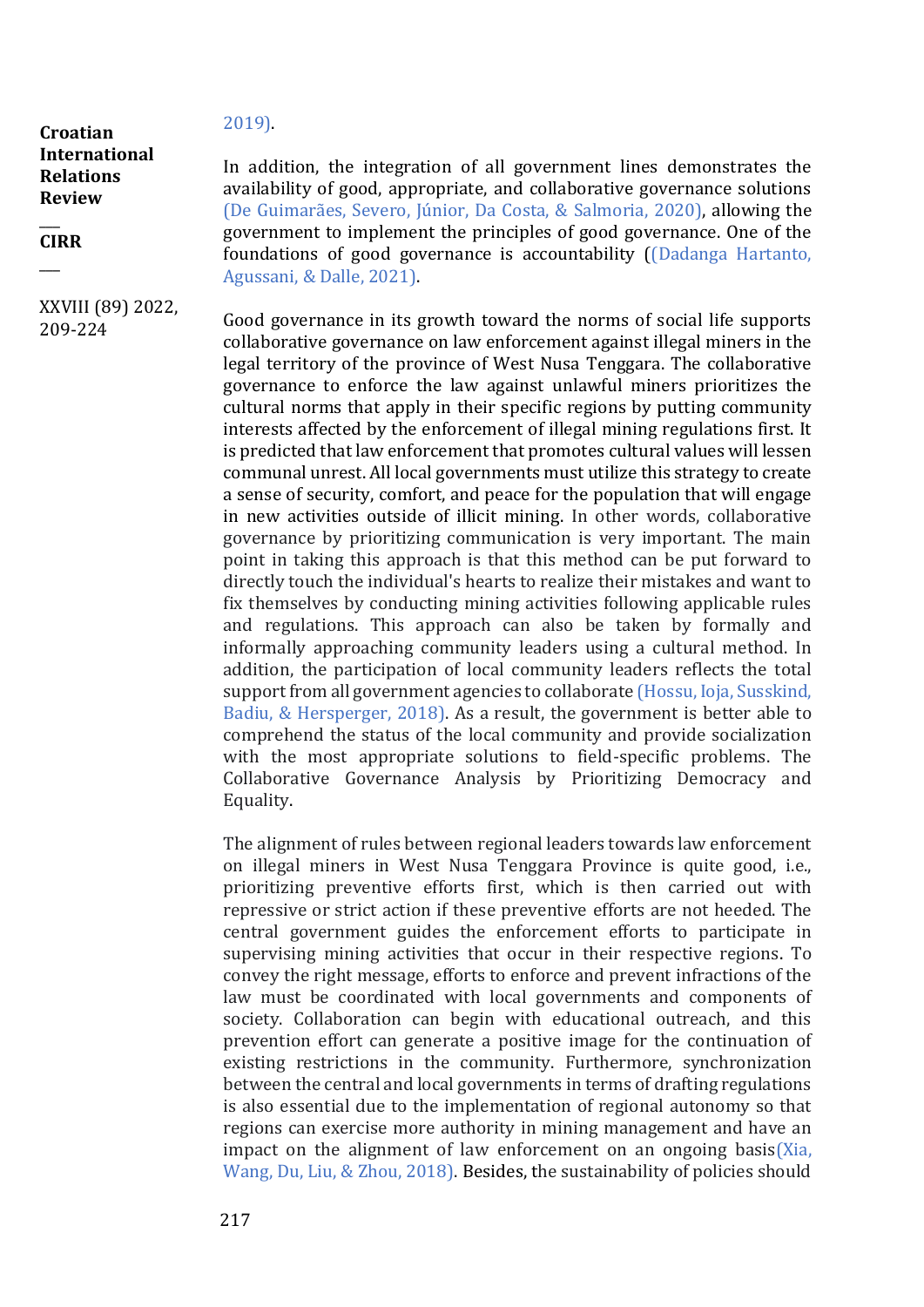2019).

In addition, the integration of all government lines demonstrates the availability of good, appropriate, and collaborative governance solutions (De Guimarães, Severo, Júnior, Da Costa, & Salmoria, 2020), allowing the government to implement the principles of good governance. One of the foundations of good governance is accountability ((Dadanga Hartanto, Agussani, & Dalle, 2021).

Good governance in its growth toward the norms of social life supports collaborative governance on law enforcement against illegal miners in the legal territory of the province of West Nusa Tenggara. The collaborative governance to enforce the law against unlawful miners prioritizes the cultural norms that apply in their specific regions by putting community interests affected by the enforcement of illegal mining regulations first. It is predicted that law enforcement that promotes cultural values will lessen communal unrest. All local governments must utilize this strategy to create a sense of security, comfort, and peace for the population that will engage in new activities outside of illicit mining. In other words, collaborative governance by prioritizing communication is very important. The main point in taking this approach is that this method can be put forward to directly touch the individual's hearts to realize their mistakes and want to fix themselves by conducting mining activities following applicable rules and regulations. This approach can also be taken by formally and informally approaching community leaders using a cultural method. In addition, the participation of local community leaders reflects the total support from all government agencies to collaborate (Hossu, Ioja, Susskind, Badiu, & Hersperger, 2018). As a result, the government is better able to comprehend the status of the local community and provide socialization with the most appropriate solutions to field-specific problems. The Collaborative Governance Analysis by Prioritizing Democracy and Equality.

The alignment of rules between regional leaders towards law enforcement on illegal miners in West Nusa Tenggara Province is quite good, i.e., prioritizing preventive efforts first, which is then carried out with repressive or strict action if these preventive efforts are not heeded. The central government guides the enforcement efforts to participate in supervising mining activities that occur in their respective regions. To convey the right message, efforts to enforce and prevent infractions of the law must be coordinated with local governments and components of society. Collaboration can begin with educational outreach, and this prevention effort can generate a positive image for the continuation of existing restrictions in the community. Furthermore, synchronization between the central and local governments in terms of drafting regulations is also essential due to the implementation of regional autonomy so that regions can exercise more authority in mining management and have an impact on the alignment of law enforcement on an ongoing basis(Xia, Wang, Du, Liu, & Zhou, 2018). Besides, the sustainability of policies should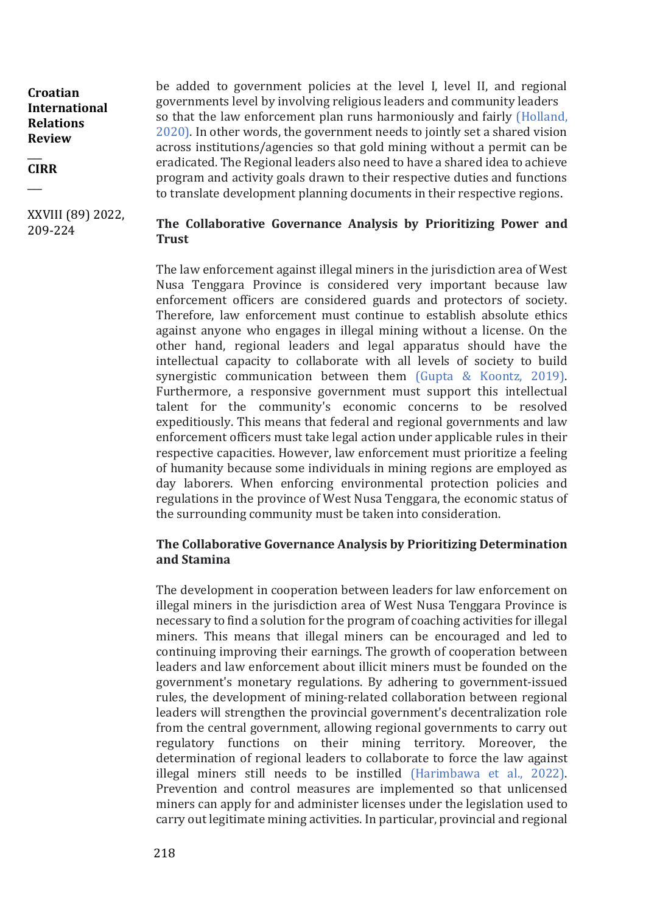be added to government policies at the level I, level II, and regional governments level by involving religious leaders and community leaders so that the law enforcement plan runs harmoniously and fairly (Holland, 2020). In other words, the government needs to jointly set a shared vision across institutions/agencies so that gold mining without a permit can be eradicated. The Regional leaders also need to have a shared idea to achieve program and activity goals drawn to their respective duties and functions to translate development planning documents in their respective regions.

### The Collaborative Governance Analysis by Prioritizing Power and Trust

The law enforcement against illegal miners in the jurisdiction area of West Nusa Tenggara Province is considered very important because law enforcement officers are considered guards and protectors of society. Therefore, law enforcement must continue to establish absolute ethics against anyone who engages in illegal mining without a license. On the other hand, regional leaders and legal apparatus should have the intellectual capacity to collaborate with all levels of society to build synergistic communication between them (Gupta & Koontz, 2019). Furthermore, a responsive government must support this intellectual talent for the community's economic concerns to be resolved expeditiously. This means that federal and regional governments and law enforcement officers must take legal action under applicable rules in their respective capacities. However, law enforcement must prioritize a feeling of humanity because some individuals in mining regions are employed as day laborers. When enforcing environmental protection policies and regulations in the province of West Nusa Tenggara, the economic status of the surrounding community must be taken into consideration.

### The Collaborative Governance Analysis by Prioritizing Determination and Stamina

The development in cooperation between leaders for law enforcement on illegal miners in the jurisdiction area of West Nusa Tenggara Province is necessary to find a solution for the program of coaching activities for illegal miners. This means that illegal miners can be encouraged and led to continuing improving their earnings. The growth of cooperation between leaders and law enforcement about illicit miners must be founded on the government's monetary regulations. By adhering to government-issued rules, the development of mining-related collaboration between regional leaders will strengthen the provincial government's decentralization role from the central government, allowing regional governments to carry out regulatory functions on their mining territory. Moreover, the determination of regional leaders to collaborate to force the law against illegal miners still needs to be instilled (Harimbawa et al., 2022). Prevention and control measures are implemented so that unlicensed miners can apply for and administer licenses under the legislation used to carry out legitimate mining activities. In particular, provincial and regional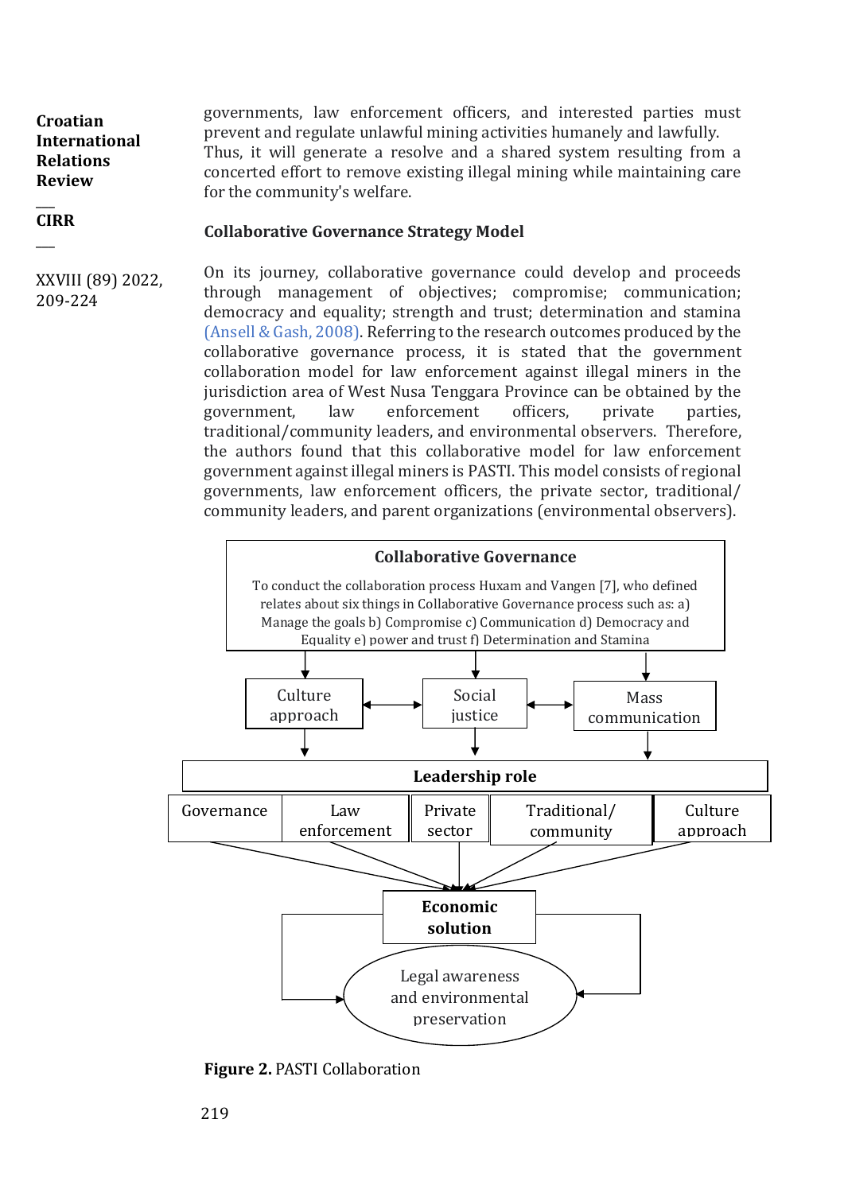governments, law enforcement officers, and interested parties must prevent and regulate unlawful mining activities humanely and lawfully. Thus, it will generate a resolve and a shared system resulting from a concerted effort to remove existing illegal mining while maintaining care for the community's welfare.

### Collaborative Governance Strategy Model

On its journey, collaborative governance could develop and proceeds through management of objectives; compromise; communication; democracy and equality; strength and trust; determination and stamina (Ansell & Gash, 2008). Referring to the research outcomes produced by the collaborative governance process, it is stated that the government collaboration model for law enforcement against illegal miners in the jurisdiction area of West Nusa Tenggara Province can be obtained by the government, law enforcement officers, private parties, traditional/community leaders, and environmental observers. Therefore, the authors found that this collaborative model for law enforcement government against illegal miners is PASTI. This model consists of regional governments, law enforcement officers, the private sector, traditional/ community leaders, and parent organizations (environmental observers).

**Collaborative Governance**

To conduct the collaboration process Huxam and Vangen [7], who defined relates about six things in Collaborative Governance process such as: a) Manage the goals b) Compromise c) Communication d) Democracy and Equality e) power and trust f) Determination and Stamina

Culture approach | Social justice | Mass communication

**Leadership role**

Governance | Law enforcement | Private sector | Traditional/ community | Culture approach

**Economic solution**

Legal awareness and environmental preservation

**Figure 2.** PASTI Collaboration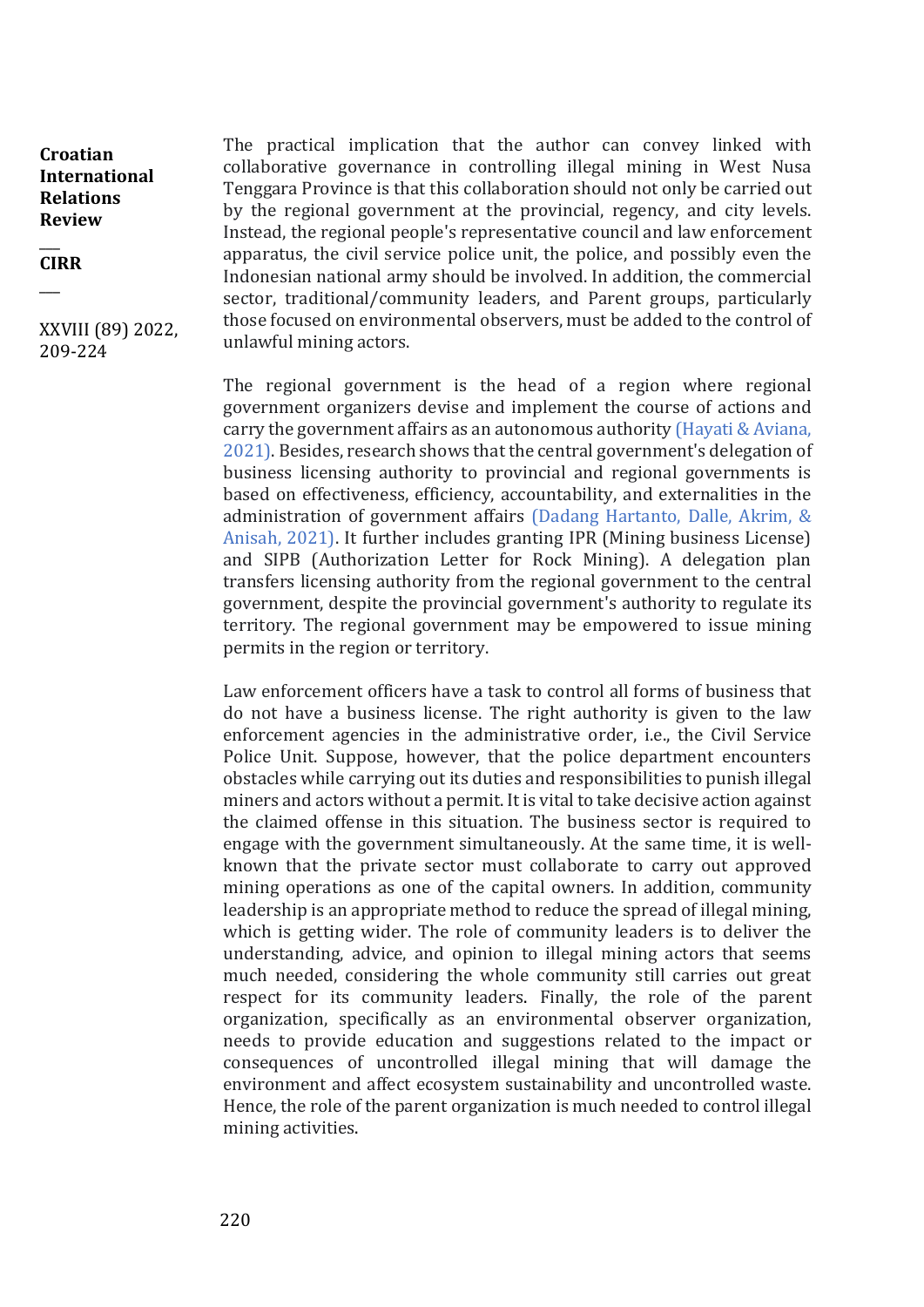The practical implication that the author can convey linked with collaborative governance in controlling illegal mining in West Nusa Tenggara Province is that this collaboration should not only be carried out by the regional government at the provincial, regency, and city levels. Instead, the regional people's representative council and law enforcement apparatus, the civil service police unit, the police, and possibly even the Indonesian national army should be involved. In addition, the commercial sector, traditional/community leaders, and Parent groups, particularly those focused on environmental observers, must be added to the control of unlawful mining actors.

The regional government is the head of a region where regional government organizers devise and implement the course of actions and carry the government affairs as an autonomous authority (Hayati & Aviana, 2021). Besides, research shows that the central government's delegation of business licensing authority to provincial and regional governments is based on effectiveness, efficiency, accountability, and externalities in the administration of government affairs (Dadang Hartanto, Dalle, Akrim, & Anisah, 2021). It further includes granting IPR (Mining business License) and SIPB (Authorization Letter for Rock Mining). A delegation plan transfers licensing authority from the regional government to the central government, despite the provincial government's authority to regulate its territory. The regional government may be empowered to issue mining permits in the region or territory.

Law enforcement officers have a task to control all forms of business that do not have a business license. The right authority is given to the law enforcement agencies in the administrative order, i.e., the Civil Service Police Unit. Suppose, however, that the police department encounters obstacles while carrying out its duties and responsibilities to punish illegal miners and actors without a permit. It is vital to take decisive action against the claimed offense in this situation. The business sector is required to engage with the government simultaneously. At the same time, it is well-known that the private sector must collaborate to carry out approved mining operations as one of the capital owners. In addition, community leadership is an appropriate method to reduce the spread of illegal mining, which is getting wider. The role of community leaders is to deliver the understanding, advice, and opinion to illegal mining actors that seems much needed, considering the whole community still carries out great respect for its community leaders. Finally, the role of the parent organization, specifically as an environmental observer organization, needs to provide education and suggestions related to the impact or consequences of uncontrolled illegal mining that will damage the environment and affect ecosystem sustainability and uncontrolled waste. Hence, the role of the parent organization is much needed to control illegal mining activities.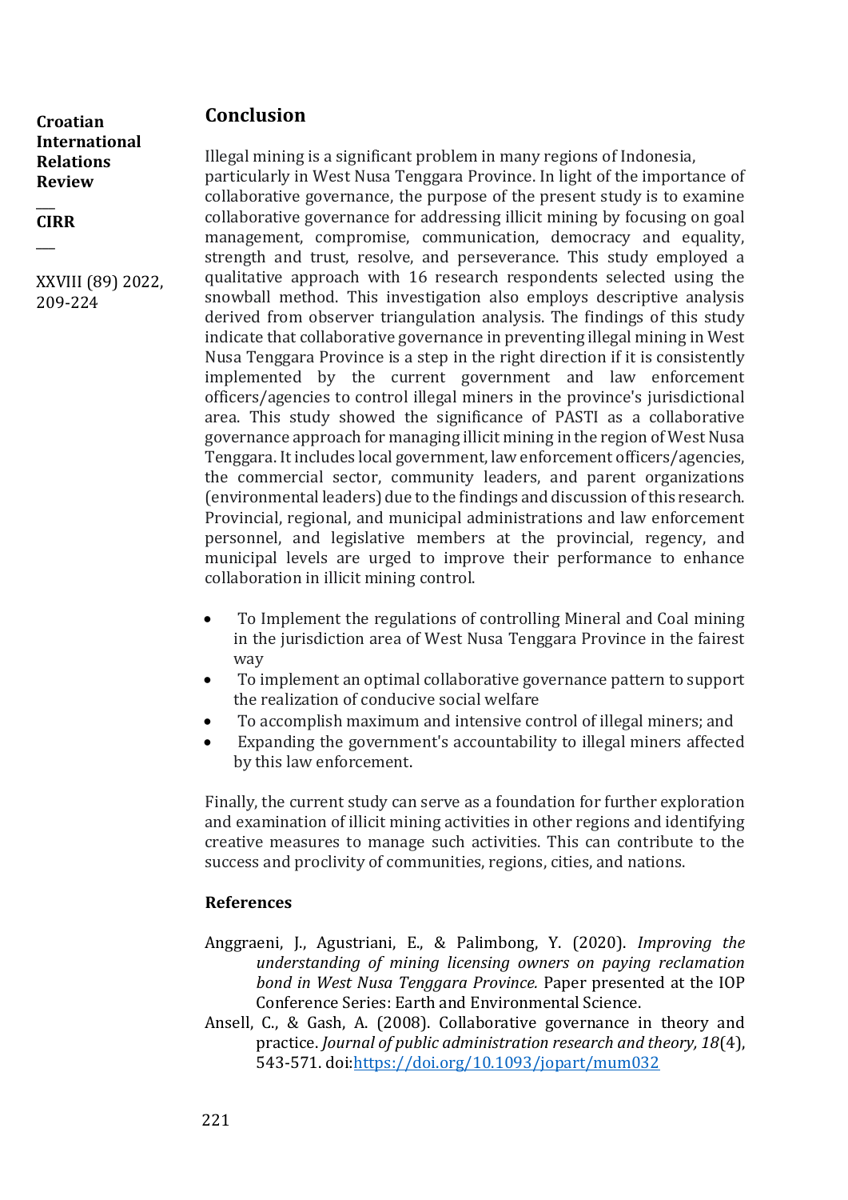## Conclusion

Illegal mining is a significant problem in many regions of Indonesia, particularly in West Nusa Tenggara Province. In light of the importance of collaborative governance, the purpose of the present study is to examine collaborative governance for addressing illicit mining by focusing on goal management, compromise, communication, democracy and equality, strength and trust, resolve, and perseverance. This study employed a qualitative approach with 16 research respondents selected using the snowball method. This investigation also employs descriptive analysis derived from observer triangulation analysis. The findings of this study indicate that collaborative governance in preventing illegal mining in West Nusa Tenggara Province is a step in the right direction if it is consistently implemented by the current government and law enforcement officers/agencies to control illegal miners in the province's jurisdictional area. This study showed the significance of PASTI as a collaborative governance approach for managing illicit mining in the region of West Nusa Tenggara. It includes local government, law enforcement officers/agencies, the commercial sector, community leaders, and parent organizations (environmental leaders) due to the findings and discussion of this research. Provincial, regional, and municipal administrations and law enforcement personnel, and legislative members at the provincial, regency, and municipal levels are urged to improve their performance to enhance collaboration in illicit mining control.

- To Implement the regulations of controlling Mineral and Coal mining in the jurisdiction area of West Nusa Tenggara Province in the fairest way
- To implement an optimal collaborative governance pattern to support the realization of conducive social welfare
- To accomplish maximum and intensive control of illegal miners; and
- Expanding the government's accountability to illegal miners affected by this law enforcement.

Finally, the current study can serve as a foundation for further exploration and examination of illicit mining activities in other regions and identifying creative measures to manage such activities. This can contribute to the success and proclivity of communities, regions, cities, and nations.

### References

Anggraeni, J., Agustriani, E., & Palimbong, Y. (2020). *Improving the understanding of mining licensing owners on paying reclamation bond in West Nusa Tenggara Province.* Paper presented at the IOP Conference Series: Earth and Environmental Science.

Ansell, C., & Gash, A. (2008). Collaborative governance in theory and practice. *Journal of public administration research and theory, 18*(4), 543-571. doi:https://doi.org/10.1093/jopart/mum032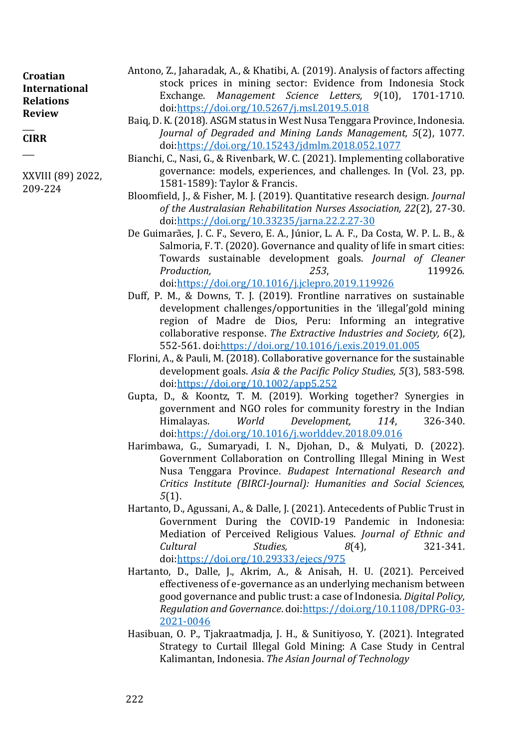Antono, Z., Jaharadak, A., & Khatibi, A. (2019). Analysis of factors affecting stock prices in mining sector: Evidence from Indonesia Stock Exchange. *Management Science Letters, 9*(10), 1701-1710. doi:https://doi.org/10.5267/j.msl.2019.5.018

Baiq, D. K. (2018). ASGM status in West Nusa Tenggara Province, Indonesia. *Journal of Degraded and Mining Lands Management, 5*(2), 1077. doi:https://doi.org/10.15243/jdmlm.2018.052.1077

Bianchi, C., Nasi, G., & Rivenbark, W. C. (2021). Implementing collaborative governance: models, experiences, and challenges. In (Vol. 23, pp. 1581-1589): Taylor & Francis.

Bloomfield, J., & Fisher, M. J. (2019). Quantitative research design. *Journal of the Australasian Rehabilitation Nurses Association, 22*(2), 27-30. doi:https://doi.org/10.33235/jarna.22.2.27-30

De Guimarães, J. C. F., Severo, E. A., Júnior, L. A. F., Da Costa, W. P. L. B., & Salmoria, F. T. (2020). Governance and quality of life in smart cities: Towards sustainable development goals. *Journal of Cleaner Production, 253*, 119926. doi:https://doi.org/10.1016/j.jclepro.2019.119926

Duff, P. M., & Downs, T. J. (2019). Frontline narratives on sustainable development challenges/opportunities in the 'illegal'gold mining region of Madre de Dios, Peru: Informing an integrative collaborative response. *The Extractive Industries and Society, 6*(2), 552-561. doi:https://doi.org/10.1016/j.exis.2019.01.005

Florini, A., & Pauli, M. (2018). Collaborative governance for the sustainable development goals. *Asia & the Pacific Policy Studies, 5*(3), 583-598. doi:https://doi.org/10.1002/app5.252

Gupta, D., & Koontz, T. M. (2019). Working together? Synergies in government and NGO roles for community forestry in the Indian Himalayas. *World Development, 114*, 326-340. doi:https://doi.org/10.1016/j.worlddev.2018.09.016

Harimbawa, G., Sumaryadi, I. N., Djohan, D., & Mulyati, D. (2022). Government Collaboration on Controlling Illegal Mining in West Nusa Tenggara Province. *Budapest International Research and Critics Institute (BIRCI-Journal): Humanities and Social Sciences, 5*(1).

Hartanto, D., Agussani, A., & Dalle, J. (2021). Antecedents of Public Trust in Government During the COVID-19 Pandemic in Indonesia: Mediation of Perceived Religious Values. *Journal of Ethnic and Cultural Studies, 8*(4), 321-341. doi:https://doi.org/10.29333/ejecs/975

Hartanto, D., Dalle, J., Akrim, A., & Anisah, H. U. (2021). Perceived effectiveness of e-governance as an underlying mechanism between good governance and public trust: a case of Indonesia. *Digital Policy, Regulation and Governance*. doi:https://doi.org/10.1108/DPRG-03-2021-0046

Hasibuan, O. P., Tjakraatmadja, J. H., & Sunitiyoso, Y. (2021). Integrated Strategy to Curtail Illegal Gold Mining: A Case Study in Central Kalimantan, Indonesia. *The Asian Journal of Technology*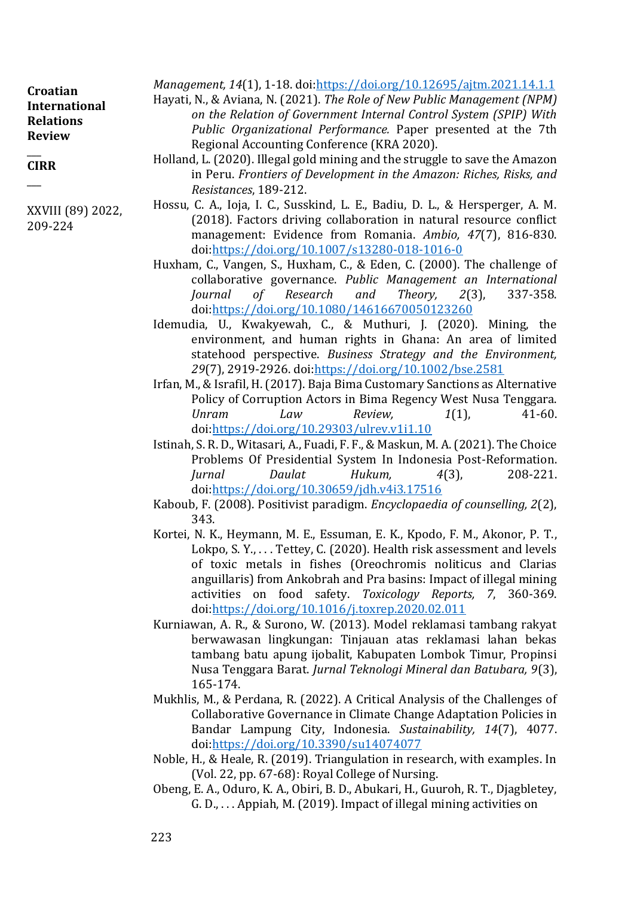*Management, 14*(1), 1-18. doi:https://doi.org/10.12695/ajtm.2021.14.1.1

Hayati, N., & Aviana, N. (2021). *The Role of New Public Management (NPM) on the Relation of Government Internal Control System (SPIP) With Public Organizational Performance.* Paper presented at the 7th Regional Accounting Conference (KRA 2020).

Holland, L. (2020). Illegal gold mining and the struggle to save the Amazon in Peru. *Frontiers of Development in the Amazon: Riches, Risks, and Resistances*, 189-212.

Hossu, C. A., Ioja, I. C., Susskind, L. E., Badiu, D. L., & Hersperger, A. M. (2018). Factors driving collaboration in natural resource conflict management: Evidence from Romania. *Ambio, 47*(7), 816-830. doi:https://doi.org/10.1007/s13280-018-1016-0

Huxham, C., Vangen, S., Huxham, C., & Eden, C. (2000). The challenge of collaborative governance. *Public Management an International Journal of Research and Theory, 2*(3), 337-358. doi:https://doi.org/10.1080/14616670050123260

Idemudia, U., Kwakyewah, C., & Muthuri, J. (2020). Mining, the environment, and human rights in Ghana: An area of limited statehood perspective. *Business Strategy and the Environment, 29*(7), 2919-2926. doi:https://doi.org/10.1002/bse.2581

Irfan, M., & Israfil, H. (2017). Baja Bima Customary Sanctions as Alternative Policy of Corruption Actors in Bima Regency West Nusa Tenggara. *Unram Law Review, 1*(1), 41-60. doi:https://doi.org/10.29303/ulrev.v1i1.10

Istinah, S. R. D., Witasari, A., Fuadi, F. F., & Maskun, M. A. (2021). The Choice Problems Of Presidential System In Indonesia Post-Reformation. *Jurnal Daulat Hukum, 4*(3), 208-221. doi:https://doi.org/10.30659/jdh.v4i3.17516

Kaboub, F. (2008). Positivist paradigm. *Encyclopaedia of counselling, 2*(2), 343.

Kortei, N. K., Heymann, M. E., Essuman, E. K., Kpodo, F. M., Akonor, P. T., Lokpo, S. Y., . . . Tettey, C. (2020). Health risk assessment and levels of toxic metals in fishes (Oreochromis noliticus and Clarias anguillaris) from Ankobrah and Pra basins: Impact of illegal mining activities on food safety. *Toxicology Reports, 7*, 360-369. doi:https://doi.org/10.1016/j.toxrep.2020.02.011

Kurniawan, A. R., & Surono, W. (2013). Model reklamasi tambang rakyat berwawasan lingkungan: Tinjauan atas reklamasi lahan bekas tambang batu apung ijobalit, Kabupaten Lombok Timur, Propinsi Nusa Tenggara Barat. *Jurnal Teknologi Mineral dan Batubara, 9*(3), 165-174.

Mukhlis, M., & Perdana, R. (2022). A Critical Analysis of the Challenges of Collaborative Governance in Climate Change Adaptation Policies in Bandar Lampung City, Indonesia. *Sustainability, 14*(7), 4077. doi:https://doi.org/10.3390/su14074077

Noble, H., & Heale, R. (2019). Triangulation in research, with examples. In (Vol. 22, pp. 67-68): Royal College of Nursing.

Obeng, E. A., Oduro, K. A., Obiri, B. D., Abukari, H., Guuroh, R. T., Djagbletey, G. D., . . . Appiah, M. (2019). Impact of illegal mining activities on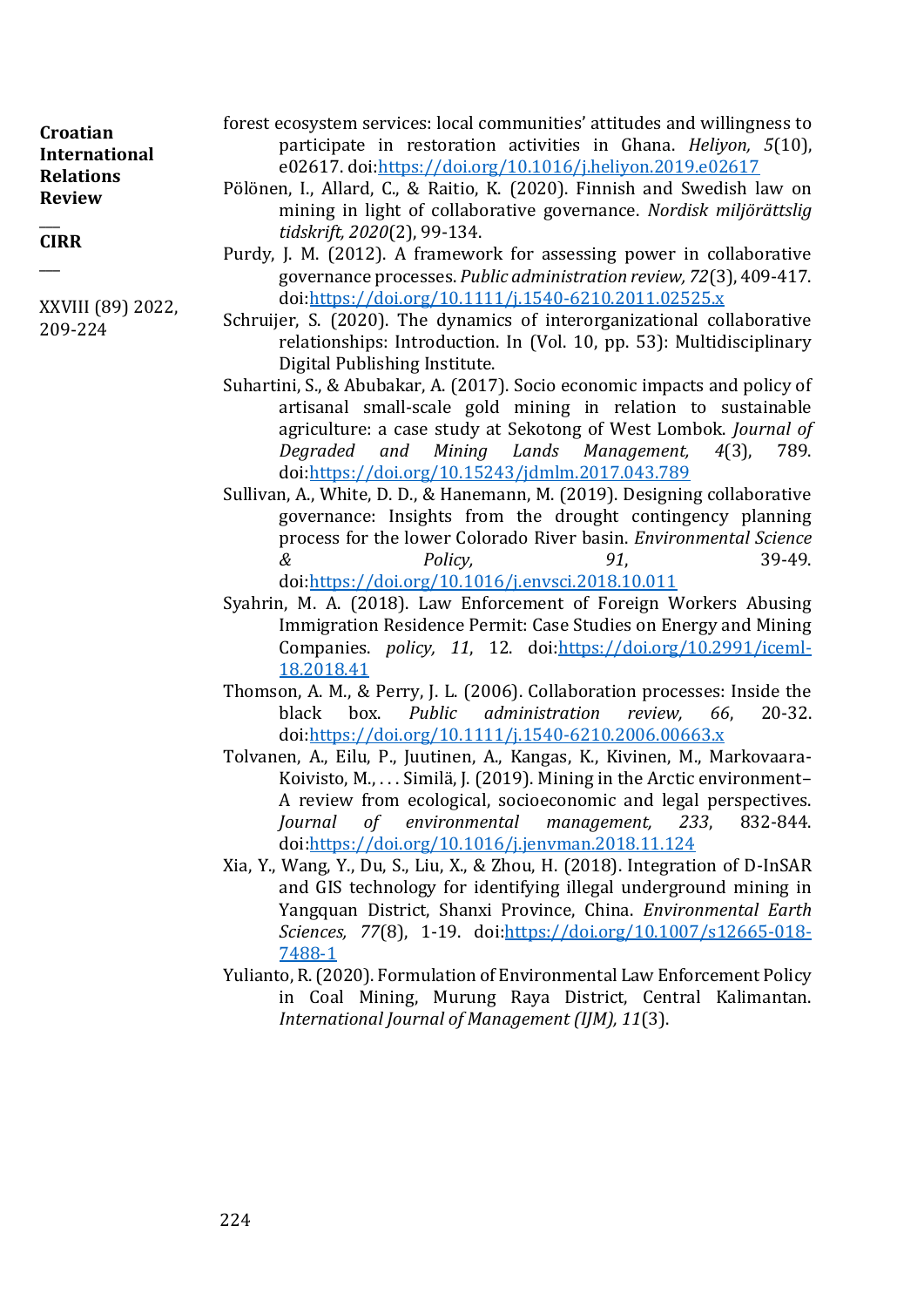forest ecosystem services: local communities' attitudes and willingness to participate in restoration activities in Ghana. *Heliyon, 5*(10), e02617. doi:https://doi.org/10.1016/j.heliyon.2019.e02617

Pölönen, I., Allard, C., & Raitio, K. (2020). Finnish and Swedish law on mining in light of collaborative governance. *Nordisk miljörättslig tidskrift, 2020*(2), 99-134.

Purdy, J. M. (2012). A framework for assessing power in collaborative governance processes. *Public administration review, 72*(3), 409-417. doi:https://doi.org/10.1111/j.1540-6210.2011.02525.x

Schruijer, S. (2020). The dynamics of interorganizational collaborative relationships: Introduction. In (Vol. 10, pp. 53): Multidisciplinary Digital Publishing Institute.

Suhartini, S., & Abubakar, A. (2017). Socio economic impacts and policy of artisanal small-scale gold mining in relation to sustainable agriculture: a case study at Sekotong of West Lombok. *Journal of Degraded and Mining Lands Management, 4*(3), 789. doi:https://doi.org/10.15243/jdmlm.2017.043.789

Sullivan, A., White, D. D., & Hanemann, M. (2019). Designing collaborative governance: Insights from the drought contingency planning process for the lower Colorado River basin. *Environmental Science & Policy, 91*, 39-49. doi:https://doi.org/10.1016/j.envsci.2018.10.011

Syahrin, M. A. (2018). Law Enforcement of Foreign Workers Abusing Immigration Residence Permit: Case Studies on Energy and Mining Companies. *policy, 11*, 12. doi:https://doi.org/10.2991/iceml-18.2018.41

Thomson, A. M., & Perry, J. L. (2006). Collaboration processes: Inside the black box. *Public administration review, 66*, 20-32. doi:https://doi.org/10.1111/j.1540-6210.2006.00663.x

Tolvanen, A., Eilu, P., Juutinen, A., Kangas, K., Kivinen, M., Markovaara-Koivisto, M., . . . Similä, J. (2019). Mining in the Arctic environment–A review from ecological, socioeconomic and legal perspectives. *Journal of environmental management, 233*, 832-844. doi:https://doi.org/10.1016/j.jenvman.2018.11.124

Xia, Y., Wang, Y., Du, S., Liu, X., & Zhou, H. (2018). Integration of D-InSAR and GIS technology for identifying illegal underground mining in Yangquan District, Shanxi Province, China. *Environmental Earth Sciences, 77*(8), 1-19. doi:https://doi.org/10.1007/s12665-018-7488-1

Yulianto, R. (2020). Formulation of Environmental Law Enforcement Policy in Coal Mining, Murung Raya District, Central Kalimantan. *International Journal of Management (IJM), 11*(3).